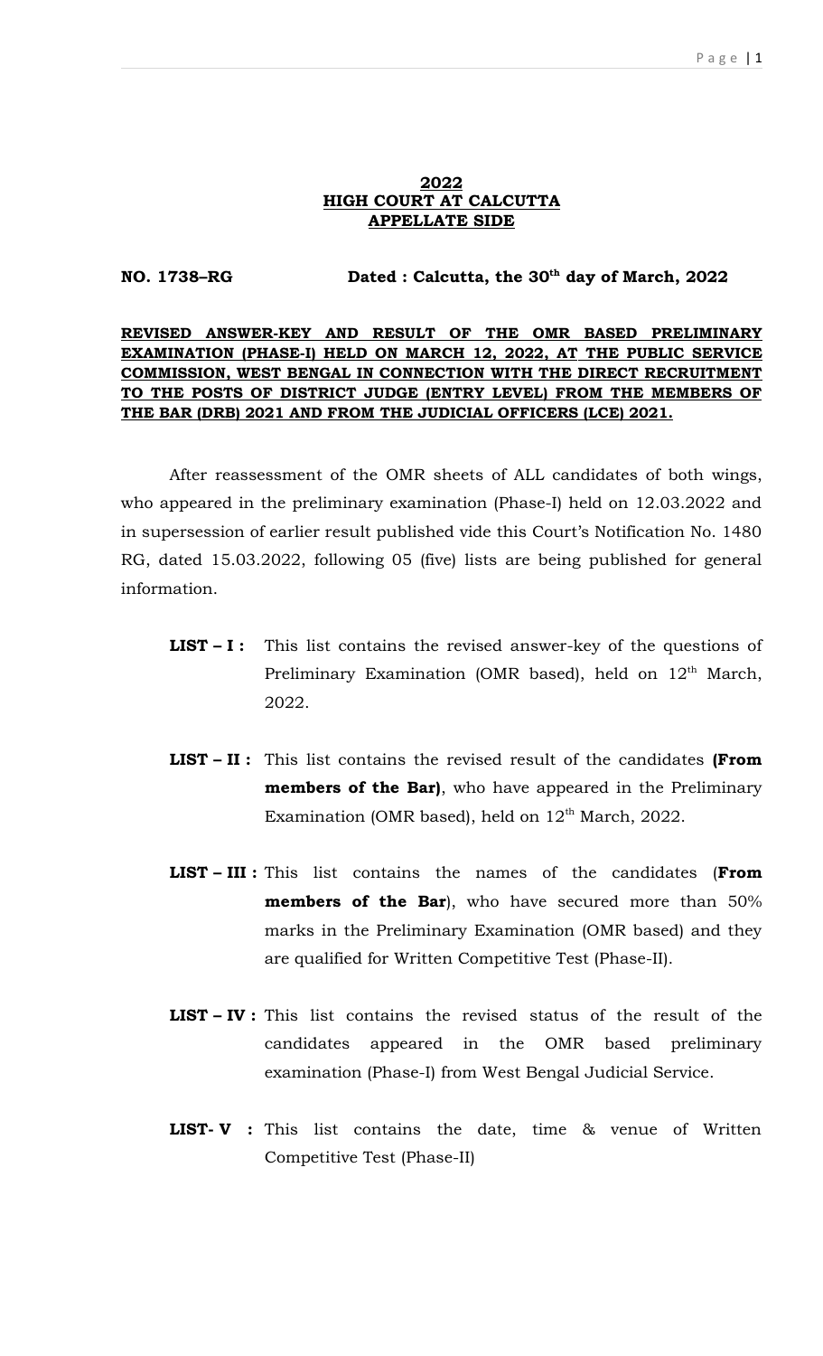**2022**
**HIGH COURT AT CALCUTTA**
**APPELLATE SIDE**

**NO. 1738–RG** **Dated : Calcutta, the 30th day of March, 2022**

**REVISED ANSWER-KEY AND RESULT OF THE OMR BASED PRELIMINARY EXAMINATION (PHASE-I) HELD ON MARCH 12, 2022, AT THE PUBLIC SERVICE COMMISSION, WEST BENGAL IN CONNECTION WITH THE DIRECT RECRUITMENT TO THE POSTS OF DISTRICT JUDGE (ENTRY LEVEL) FROM THE MEMBERS OF THE BAR (DRB) 2021 AND FROM THE JUDICIAL OFFICERS (LCE) 2021.**

After reassessment of the OMR sheets of ALL candidates of both wings, who appeared in the preliminary examination (Phase-I) held on 12.03.2022 and in supersession of earlier result published vide this Court's Notification No. 1480 RG, dated 15.03.2022, following 05 (five) lists are being published for general information.

**LIST – I :** This list contains the revised answer-key of the questions of Preliminary Examination (OMR based), held on 12th March, 2022.

**LIST – II :** This list contains the revised result of the candidates **(From members of the Bar)**, who have appeared in the Preliminary Examination (OMR based), held on 12th March, 2022.

**LIST – III :** This list contains the names of the candidates (**From members of the Bar**), who have secured more than 50% marks in the Preliminary Examination (OMR based) and they are qualified for Written Competitive Test (Phase-II).

**LIST – IV :** This list contains the revised status of the result of the candidates appeared in the OMR based preliminary examination (Phase-I) from West Bengal Judicial Service.

**LIST- V :** This list contains the date, time & venue of Written Competitive Test (Phase-II)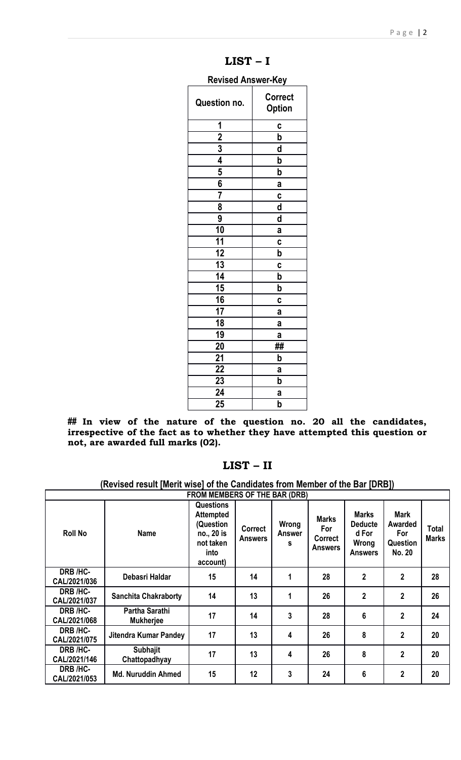## LIST – I

**Revised Answer-Key**

| Question no. | Correct Option |
|---|---|
| 1 | c |
| 2 | b |
| 3 | d |
| 4 | b |
| 5 | b |
| 6 | a |
| 7 | c |
| 8 | d |
| 9 | d |
| 10 | a |
| 11 | c |
| 12 | b |
| 13 | c |
| 14 | b |
| 15 | b |
| 16 | c |
| 17 | a |
| 18 | a |
| 19 | a |
| 20 | ## |
| 21 | b |
| 22 | a |
| 23 | b |
| 24 | a |
| 25 | b |

**## In view of the nature of the question no. 20 all the candidates, irrespective of the fact as to whether they have attempted this question or not, are awarded full marks (02).**

## LIST – II

**(Revised result [Merit wise] of the Candidates from Member of the Bar [DRB])**

| FROM MEMBERS OF THE BAR (DRB) | | | | | | | | |
|---|---|---|---|---|---|---|---|---|
| **Roll No** | **Name** | **Questions Attempted (Question no., 20 is not taken into account)** | **Correct Answers** | **Wrong Answers** | **Marks For Correct Answers** | **Marks Deducted For Wrong Answers** | **Mark Awarded For Question No. 20** | **Total Marks** |
| DRB /HC-CAL/2021/036 | Debasri Haldar | 15 | 14 | 1 | 28 | 2 | 2 | 28 |
| DRB /HC-CAL/2021/037 | Sanchita Chakraborty | 14 | 13 | 1 | 26 | 2 | 2 | 26 |
| DRB /HC-CAL/2021/068 | Partha Sarathi Mukherjee | 17 | 14 | 3 | 28 | 6 | 2 | 24 |
| DRB /HC-CAL/2021/075 | Jitendra Kumar Pandey | 17 | 13 | 4 | 26 | 8 | 2 | 20 |
| DRB /HC-CAL/2021/146 | Subhajit Chattopadhyay | 17 | 13 | 4 | 26 | 8 | 2 | 20 |
| DRB /HC-CAL/2021/053 | Md. Nuruddin Ahmed | 15 | 12 | 3 | 24 | 6 | 2 | 20 |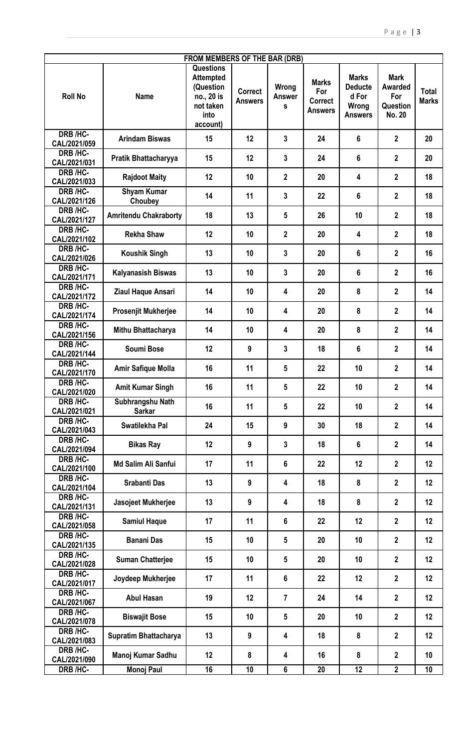| FROM MEMBERS OF THE BAR (DRB) | | | | | | | | |
|---|---|---|---|---|---|---|---|---|
| Roll No | Name | Questions Attempted (Question no., 20 is not taken into account) | Correct Answers | Wrong Answers | Marks For Correct Answers | Marks Deducted For Wrong Answers | Mark Awarded For Question No. 20 | Total Marks |
| DRB /HC-CAL/2021/059 | Arindam Biswas | 15 | 12 | 3 | 24 | 6 | 2 | 20 |
| DRB /HC-CAL/2021/031 | Pratik Bhattacharyya | 15 | 12 | 3 | 24 | 6 | 2 | 20 |
| DRB /HC-CAL/2021/033 | Rajdoot Maity | 12 | 10 | 2 | 20 | 4 | 2 | 18 |
| DRB /HC-CAL/2021/126 | Shyam Kumar Choubey | 14 | 11 | 3 | 22 | 6 | 2 | 18 |
| DRB /HC-CAL/2021/127 | Amritendu Chakraborty | 18 | 13 | 5 | 26 | 10 | 2 | 18 |
| DRB /HC-CAL/2021/102 | Rekha Shaw | 12 | 10 | 2 | 20 | 4 | 2 | 18 |
| DRB /HC-CAL/2021/026 | Koushik Singh | 13 | 10 | 3 | 20 | 6 | 2 | 16 |
| DRB /HC-CAL/2021/171 | Kalyanasish Biswas | 13 | 10 | 3 | 20 | 6 | 2 | 16 |
| DRB /HC-CAL/2021/172 | Ziaul Haque Ansari | 14 | 10 | 4 | 20 | 8 | 2 | 14 |
| DRB /HC-CAL/2021/174 | Prosenjit Mukherjee | 14 | 10 | 4 | 20 | 8 | 2 | 14 |
| DRB /HC-CAL/2021/156 | Mithu Bhattacharya | 14 | 10 | 4 | 20 | 8 | 2 | 14 |
| DRB /HC-CAL/2021/144 | Soumi Bose | 12 | 9 | 3 | 18 | 6 | 2 | 14 |
| DRB /HC-CAL/2021/170 | Amir Safique Molla | 16 | 11 | 5 | 22 | 10 | 2 | 14 |
| DRB /HC-CAL/2021/020 | Amit Kumar Singh | 16 | 11 | 5 | 22 | 10 | 2 | 14 |
| DRB /HC-CAL/2021/021 | Subhrangshu Nath Sarkar | 16 | 11 | 5 | 22 | 10 | 2 | 14 |
| DRB /HC-CAL/2021/043 | Swatilekha Pal | 24 | 15 | 9 | 30 | 18 | 2 | 14 |
| DRB /HC-CAL/2021/094 | Bikas Ray | 12 | 9 | 3 | 18 | 6 | 2 | 14 |
| DRB /HC-CAL/2021/100 | Md Salim Ali Sanfui | 17 | 11 | 6 | 22 | 12 | 2 | 12 |
| DRB /HC-CAL/2021/104 | Srabanti Das | 13 | 9 | 4 | 18 | 8 | 2 | 12 |
| DRB /HC-CAL/2021/131 | Jasojeet Mukherjee | 13 | 9 | 4 | 18 | 8 | 2 | 12 |
| DRB /HC-CAL/2021/058 | Samiul Haque | 17 | 11 | 6 | 22 | 12 | 2 | 12 |
| DRB /HC-CAL/2021/135 | Banani Das | 15 | 10 | 5 | 20 | 10 | 2 | 12 |
| DRB /HC-CAL/2021/028 | Suman Chatterjee | 15 | 10 | 5 | 20 | 10 | 2 | 12 |
| DRB /HC-CAL/2021/017 | Joydeep Mukherjee | 17 | 11 | 6 | 22 | 12 | 2 | 12 |
| DRB /HC-CAL/2021/067 | Abul Hasan | 19 | 12 | 7 | 24 | 14 | 2 | 12 |
| DRB /HC-CAL/2021/078 | Biswajit Bose | 15 | 10 | 5 | 20 | 10 | 2 | 12 |
| DRB /HC-CAL/2021/083 | Supratim Bhattacharya | 13 | 9 | 4 | 18 | 8 | 2 | 12 |
| DRB /HC-CAL/2021/090 | Manoj Kumar Sadhu | 12 | 8 | 4 | 16 | 8 | 2 | 10 |
| DRB /HC- | Monoj Paul | 16 | 10 | 6 | 20 | 12 | 2 | 10 |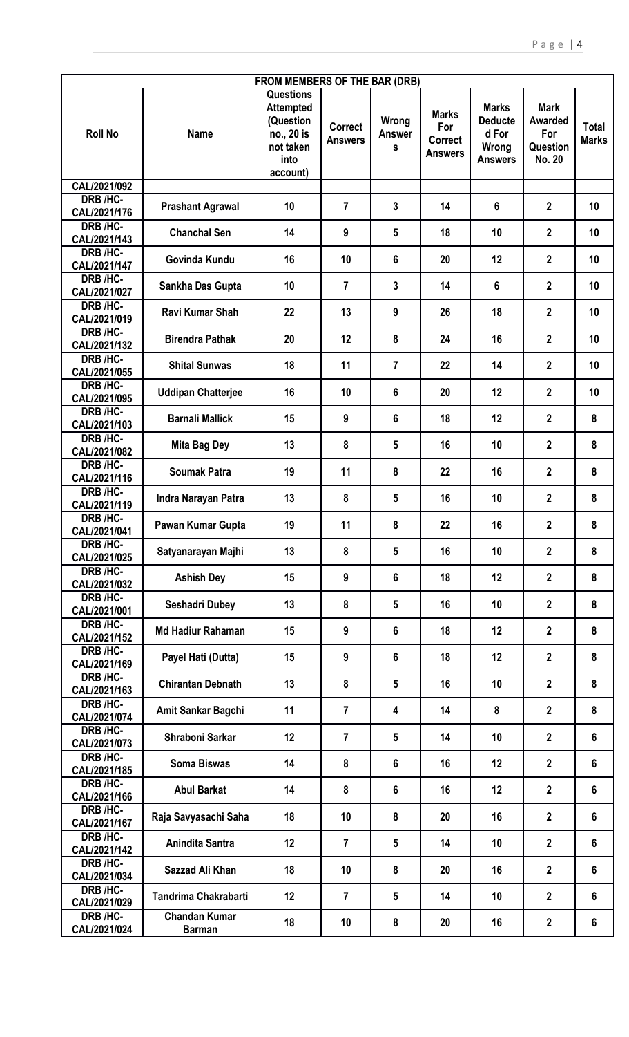| FROM MEMBERS OF THE BAR (DRB) | | | | | | | | |
|---|---|---|---|---|---|---|---|---|
| Roll No | Name | Questions Attempted (Question no., 20 is not taken into account) | Correct Answers | Wrong Answers | Marks For Correct Answers | Marks Deducted For Wrong Answers | Mark Awarded For Question No. 20 | Total Marks |
| CAL/2021/092 | | | | | | | | |
| DRB /HC-CAL/2021/176 | Prashant Agrawal | 10 | 7 | 3 | 14 | 6 | 2 | 10 |
| DRB /HC-CAL/2021/143 | Chanchal Sen | 14 | 9 | 5 | 18 | 10 | 2 | 10 |
| DRB /HC-CAL/2021/147 | Govinda Kundu | 16 | 10 | 6 | 20 | 12 | 2 | 10 |
| DRB /HC-CAL/2021/027 | Sankha Das Gupta | 10 | 7 | 3 | 14 | 6 | 2 | 10 |
| DRB /HC-CAL/2021/019 | Ravi Kumar Shah | 22 | 13 | 9 | 26 | 18 | 2 | 10 |
| DRB /HC-CAL/2021/132 | Birendra Pathak | 20 | 12 | 8 | 24 | 16 | 2 | 10 |
| DRB /HC-CAL/2021/055 | Shital Sunwas | 18 | 11 | 7 | 22 | 14 | 2 | 10 |
| DRB /HC-CAL/2021/095 | Uddipan Chatterjee | 16 | 10 | 6 | 20 | 12 | 2 | 10 |
| DRB /HC-CAL/2021/103 | Barnali Mallick | 15 | 9 | 6 | 18 | 12 | 2 | 8 |
| DRB /HC-CAL/2021/082 | Mita Bag Dey | 13 | 8 | 5 | 16 | 10 | 2 | 8 |
| DRB /HC-CAL/2021/116 | Soumak Patra | 19 | 11 | 8 | 22 | 16 | 2 | 8 |
| DRB /HC-CAL/2021/119 | Indra Narayan Patra | 13 | 8 | 5 | 16 | 10 | 2 | 8 |
| DRB /HC-CAL/2021/041 | Pawan Kumar Gupta | 19 | 11 | 8 | 22 | 16 | 2 | 8 |
| DRB /HC-CAL/2021/025 | Satyanarayan Majhi | 13 | 8 | 5 | 16 | 10 | 2 | 8 |
| DRB /HC-CAL/2021/032 | Ashish Dey | 15 | 9 | 6 | 18 | 12 | 2 | 8 |
| DRB /HC-CAL/2021/001 | Seshadri Dubey | 13 | 8 | 5 | 16 | 10 | 2 | 8 |
| DRB /HC-CAL/2021/152 | Md Hadiur Rahaman | 15 | 9 | 6 | 18 | 12 | 2 | 8 |
| DRB /HC-CAL/2021/169 | Payel Hati (Dutta) | 15 | 9 | 6 | 18 | 12 | 2 | 8 |
| DRB /HC-CAL/2021/163 | Chirantan Debnath | 13 | 8 | 5 | 16 | 10 | 2 | 8 |
| DRB /HC-CAL/2021/074 | Amit Sankar Bagchi | 11 | 7 | 4 | 14 | 8 | 2 | 8 |
| DRB /HC-CAL/2021/073 | Shraboni Sarkar | 12 | 7 | 5 | 14 | 10 | 2 | 6 |
| DRB /HC-CAL/2021/185 | Soma Biswas | 14 | 8 | 6 | 16 | 12 | 2 | 6 |
| DRB /HC-CAL/2021/166 | Abul Barkat | 14 | 8 | 6 | 16 | 12 | 2 | 6 |
| DRB /HC-CAL/2021/167 | Raja Savyasachi Saha | 18 | 10 | 8 | 20 | 16 | 2 | 6 |
| DRB /HC-CAL/2021/142 | Anindita Santra | 12 | 7 | 5 | 14 | 10 | 2 | 6 |
| DRB /HC-CAL/2021/034 | Sazzad Ali Khan | 18 | 10 | 8 | 20 | 16 | 2 | 6 |
| DRB /HC-CAL/2021/029 | Tandrima Chakrabarti | 12 | 7 | 5 | 14 | 10 | 2 | 6 |
| DRB /HC-CAL/2021/024 | Chandan Kumar Barman | 18 | 10 | 8 | 20 | 16 | 2 | 6 |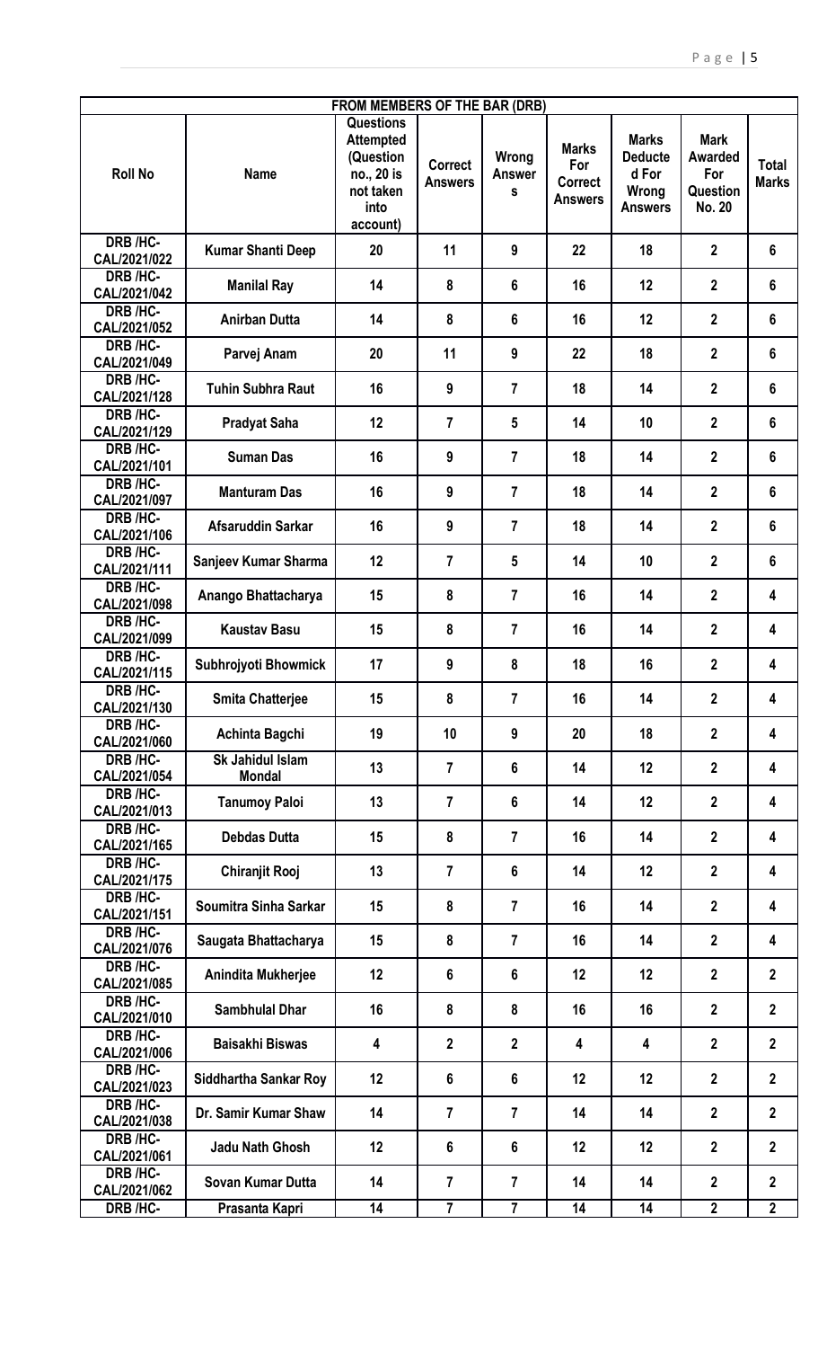| FROM MEMBERS OF THE BAR (DRB) | | | | | | | | |
|---|---|---|---|---|---|---|---|---|
| Roll No | Name | Questions Attempted (Question no., 20 is not taken into account) | Correct Answers | Wrong Answers | Marks For Correct Answers | Marks Deducted For Wrong Answers | Mark Awarded For Question No. 20 | Total Marks |
| DRB /HC-CAL/2021/022 | Kumar Shanti Deep | 20 | 11 | 9 | 22 | 18 | 2 | 6 |
| DRB /HC-CAL/2021/042 | Manilal Ray | 14 | 8 | 6 | 16 | 12 | 2 | 6 |
| DRB /HC-CAL/2021/052 | Anirban Dutta | 14 | 8 | 6 | 16 | 12 | 2 | 6 |
| DRB /HC-CAL/2021/049 | Parvej Anam | 20 | 11 | 9 | 22 | 18 | 2 | 6 |
| DRB /HC-CAL/2021/128 | Tuhin Subhra Raut | 16 | 9 | 7 | 18 | 14 | 2 | 6 |
| DRB /HC-CAL/2021/129 | Pradyat Saha | 12 | 7 | 5 | 14 | 10 | 2 | 6 |
| DRB /HC-CAL/2021/101 | Suman Das | 16 | 9 | 7 | 18 | 14 | 2 | 6 |
| DRB /HC-CAL/2021/097 | Manturam Das | 16 | 9 | 7 | 18 | 14 | 2 | 6 |
| DRB /HC-CAL/2021/106 | Afsaruddin Sarkar | 16 | 9 | 7 | 18 | 14 | 2 | 6 |
| DRB /HC-CAL/2021/111 | Sanjeev Kumar Sharma | 12 | 7 | 5 | 14 | 10 | 2 | 6 |
| DRB /HC-CAL/2021/098 | Anango Bhattacharya | 15 | 8 | 7 | 16 | 14 | 2 | 4 |
| DRB /HC-CAL/2021/099 | Kaustav Basu | 15 | 8 | 7 | 16 | 14 | 2 | 4 |
| DRB /HC-CAL/2021/115 | Subhrojyoti Bhowmick | 17 | 9 | 8 | 18 | 16 | 2 | 4 |
| DRB /HC-CAL/2021/130 | Smita Chatterjee | 15 | 8 | 7 | 16 | 14 | 2 | 4 |
| DRB /HC-CAL/2021/060 | Achinta Bagchi | 19 | 10 | 9 | 20 | 18 | 2 | 4 |
| DRB /HC-CAL/2021/054 | Sk Jahidul Islam Mondal | 13 | 7 | 6 | 14 | 12 | 2 | 4 |
| DRB /HC-CAL/2021/013 | Tanumoy Paloi | 13 | 7 | 6 | 14 | 12 | 2 | 4 |
| DRB /HC-CAL/2021/165 | Debdas Dutta | 15 | 8 | 7 | 16 | 14 | 2 | 4 |
| DRB /HC-CAL/2021/175 | Chiranjit Rooj | 13 | 7 | 6 | 14 | 12 | 2 | 4 |
| DRB /HC-CAL/2021/151 | Soumitra Sinha Sarkar | 15 | 8 | 7 | 16 | 14 | 2 | 4 |
| DRB /HC-CAL/2021/076 | Saugata Bhattacharya | 15 | 8 | 7 | 16 | 14 | 2 | 4 |
| DRB /HC-CAL/2021/085 | Anindita Mukherjee | 12 | 6 | 6 | 12 | 12 | 2 | 2 |
| DRB /HC-CAL/2021/010 | Sambhulal Dhar | 16 | 8 | 8 | 16 | 16 | 2 | 2 |
| DRB /HC-CAL/2021/006 | Baisakhi Biswas | 4 | 2 | 2 | 4 | 4 | 2 | 2 |
| DRB /HC-CAL/2021/023 | Siddhartha Sankar Roy | 12 | 6 | 6 | 12 | 12 | 2 | 2 |
| DRB /HC-CAL/2021/038 | Dr. Samir Kumar Shaw | 14 | 7 | 7 | 14 | 14 | 2 | 2 |
| DRB /HC-CAL/2021/061 | Jadu Nath Ghosh | 12 | 6 | 6 | 12 | 12 | 2 | 2 |
| DRB /HC-CAL/2021/062 | Sovan Kumar Dutta | 14 | 7 | 7 | 14 | 14 | 2 | 2 |
| DRB /HC- | Prasanta Kapri | 14 | 7 | 7 | 14 | 14 | 2 | 2 |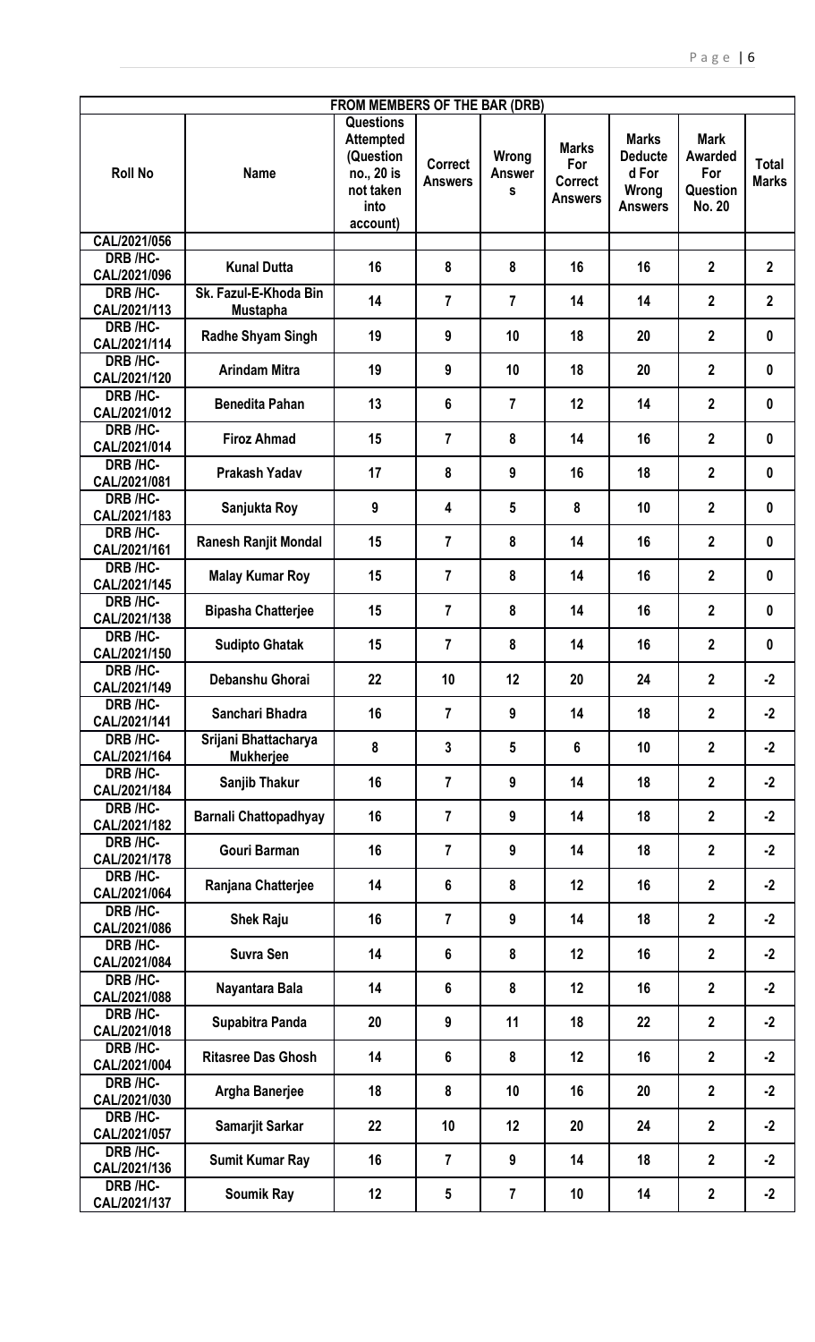| FROM MEMBERS OF THE BAR (DRB) | | | | | | | | |
|---|---|---|---|---|---|---|---|---|
| **Roll No** | **Name** | **Questions Attempted (Question no., 20 is not taken into account)** | **Correct Answers** | **Wrong Answers** | **Marks For Correct Answers** | **Marks Deducted For Wrong Answers** | **Mark Awarded For Question No. 20** | **Total Marks** |
| CAL/2021/056 | | | | | | | | |
| DRB /HC-CAL/2021/096 | Kunal Dutta | 16 | 8 | 8 | 16 | 16 | 2 | 2 |
| DRB /HC-CAL/2021/113 | Sk. Fazul-E-Khoda Bin Mustapha | 14 | 7 | 7 | 14 | 14 | 2 | 2 |
| DRB /HC-CAL/2021/114 | Radhe Shyam Singh | 19 | 9 | 10 | 18 | 20 | 2 | 0 |
| DRB /HC-CAL/2021/120 | Arindam Mitra | 19 | 9 | 10 | 18 | 20 | 2 | 0 |
| DRB /HC-CAL/2021/012 | Benedita Pahan | 13 | 6 | 7 | 12 | 14 | 2 | 0 |
| DRB /HC-CAL/2021/014 | Firoz Ahmad | 15 | 7 | 8 | 14 | 16 | 2 | 0 |
| DRB /HC-CAL/2021/081 | Prakash Yadav | 17 | 8 | 9 | 16 | 18 | 2 | 0 |
| DRB /HC-CAL/2021/183 | Sanjukta Roy | 9 | 4 | 5 | 8 | 10 | 2 | 0 |
| DRB /HC-CAL/2021/161 | Ranesh Ranjit Mondal | 15 | 7 | 8 | 14 | 16 | 2 | 0 |
| DRB /HC-CAL/2021/145 | Malay Kumar Roy | 15 | 7 | 8 | 14 | 16 | 2 | 0 |
| DRB /HC-CAL/2021/138 | Bipasha Chatterjee | 15 | 7 | 8 | 14 | 16 | 2 | 0 |
| DRB /HC-CAL/2021/150 | Sudipto Ghatak | 15 | 7 | 8 | 14 | 16 | 2 | 0 |
| DRB /HC-CAL/2021/149 | Debanshu Ghorai | 22 | 10 | 12 | 20 | 24 | 2 | -2 |
| DRB /HC-CAL/2021/141 | Sanchari Bhadra | 16 | 7 | 9 | 14 | 18 | 2 | -2 |
| DRB /HC-CAL/2021/164 | Srijani Bhattacharya Mukherjee | 8 | 3 | 5 | 6 | 10 | 2 | -2 |
| DRB /HC-CAL/2021/184 | Sanjib Thakur | 16 | 7 | 9 | 14 | 18 | 2 | -2 |
| DRB /HC-CAL/2021/182 | Barnali Chattopadhyay | 16 | 7 | 9 | 14 | 18 | 2 | -2 |
| DRB /HC-CAL/2021/178 | Gouri Barman | 16 | 7 | 9 | 14 | 18 | 2 | -2 |
| DRB /HC-CAL/2021/064 | Ranjana Chatterjee | 14 | 6 | 8 | 12 | 16 | 2 | -2 |
| DRB /HC-CAL/2021/086 | Shek Raju | 16 | 7 | 9 | 14 | 18 | 2 | -2 |
| DRB /HC-CAL/2021/084 | Suvra Sen | 14 | 6 | 8 | 12 | 16 | 2 | -2 |
| DRB /HC-CAL/2021/088 | Nayantara Bala | 14 | 6 | 8 | 12 | 16 | 2 | -2 |
| DRB /HC-CAL/2021/018 | Supabitra Panda | 20 | 9 | 11 | 18 | 22 | 2 | -2 |
| DRB /HC-CAL/2021/004 | Ritasree Das Ghosh | 14 | 6 | 8 | 12 | 16 | 2 | -2 |
| DRB /HC-CAL/2021/030 | Argha Banerjee | 18 | 8 | 10 | 16 | 20 | 2 | -2 |
| DRB /HC-CAL/2021/057 | Samarjit Sarkar | 22 | 10 | 12 | 20 | 24 | 2 | -2 |
| DRB /HC-CAL/2021/136 | Sumit Kumar Ray | 16 | 7 | 9 | 14 | 18 | 2 | -2 |
| DRB /HC-CAL/2021/137 | Soumik Ray | 12 | 5 | 7 | 10 | 14 | 2 | -2 |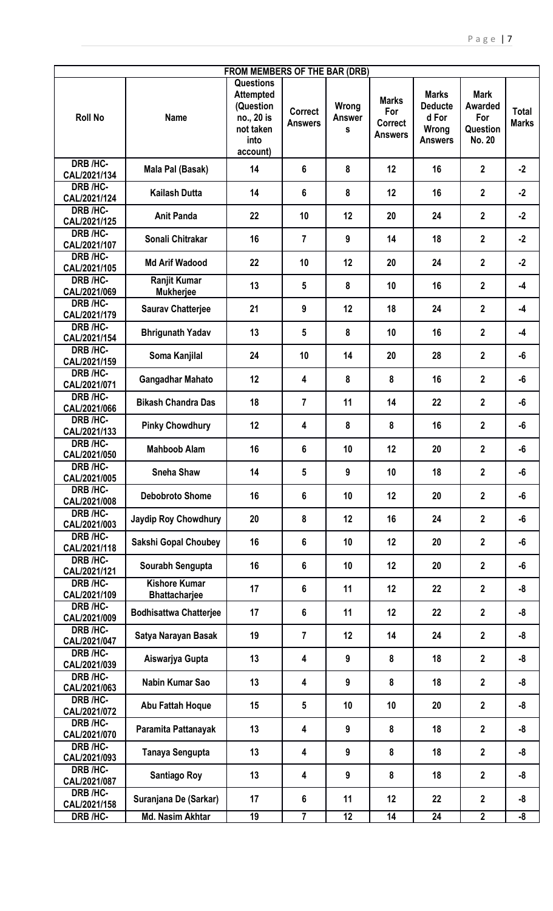| FROM MEMBERS OF THE BAR (DRB) | | | | | | | | |
|---|---|---|---|---|---|---|---|---|
| Roll No | Name | Questions Attempted (Question no., 20 is not taken into account) | Correct Answers | Wrong Answers | Marks For Correct Answers | Marks Deducted For Wrong Answers | Mark Awarded For Question No. 20 | Total Marks |
| DRB /HC-CAL/2021/134 | Mala Pal (Basak) | 14 | 6 | 8 | 12 | 16 | 2 | -2 |
| DRB /HC-CAL/2021/124 | Kailash Dutta | 14 | 6 | 8 | 12 | 16 | 2 | -2 |
| DRB /HC-CAL/2021/125 | Anit Panda | 22 | 10 | 12 | 20 | 24 | 2 | -2 |
| DRB /HC-CAL/2021/107 | Sonali Chitrakar | 16 | 7 | 9 | 14 | 18 | 2 | -2 |
| DRB /HC-CAL/2021/105 | Md Arif Wadood | 22 | 10 | 12 | 20 | 24 | 2 | -2 |
| DRB /HC-CAL/2021/069 | Ranjit Kumar Mukherjee | 13 | 5 | 8 | 10 | 16 | 2 | -4 |
| DRB /HC-CAL/2021/179 | Saurav Chatterjee | 21 | 9 | 12 | 18 | 24 | 2 | -4 |
| DRB /HC-CAL/2021/154 | Bhrigunath Yadav | 13 | 5 | 8 | 10 | 16 | 2 | -4 |
| DRB /HC-CAL/2021/159 | Soma Kanjilal | 24 | 10 | 14 | 20 | 28 | 2 | -6 |
| DRB /HC-CAL/2021/071 | Gangadhar Mahato | 12 | 4 | 8 | 8 | 16 | 2 | -6 |
| DRB /HC-CAL/2021/066 | Bikash Chandra Das | 18 | 7 | 11 | 14 | 22 | 2 | -6 |
| DRB /HC-CAL/2021/133 | Pinky Chowdhury | 12 | 4 | 8 | 8 | 16 | 2 | -6 |
| DRB /HC-CAL/2021/050 | Mahboob Alam | 16 | 6 | 10 | 12 | 20 | 2 | -6 |
| DRB /HC-CAL/2021/005 | Sneha Shaw | 14 | 5 | 9 | 10 | 18 | 2 | -6 |
| DRB /HC-CAL/2021/008 | Debobroto Shome | 16 | 6 | 10 | 12 | 20 | 2 | -6 |
| DRB /HC-CAL/2021/003 | Jaydip Roy Chowdhury | 20 | 8 | 12 | 16 | 24 | 2 | -6 |
| DRB /HC-CAL/2021/118 | Sakshi Gopal Choubey | 16 | 6 | 10 | 12 | 20 | 2 | -6 |
| DRB /HC-CAL/2021/121 | Sourabh Sengupta | 16 | 6 | 10 | 12 | 20 | 2 | -6 |
| DRB /HC-CAL/2021/109 | Kishore Kumar Bhattacharjee | 17 | 6 | 11 | 12 | 22 | 2 | -8 |
| DRB /HC-CAL/2021/009 | Bodhisattwa Chatterjee | 17 | 6 | 11 | 12 | 22 | 2 | -8 |
| DRB /HC-CAL/2021/047 | Satya Narayan Basak | 19 | 7 | 12 | 14 | 24 | 2 | -8 |
| DRB /HC-CAL/2021/039 | Aiswarjya Gupta | 13 | 4 | 9 | 8 | 18 | 2 | -8 |
| DRB /HC-CAL/2021/063 | Nabin Kumar Sao | 13 | 4 | 9 | 8 | 18 | 2 | -8 |
| DRB /HC-CAL/2021/072 | Abu Fattah Hoque | 15 | 5 | 10 | 10 | 20 | 2 | -8 |
| DRB /HC-CAL/2021/070 | Paramita Pattanayak | 13 | 4 | 9 | 8 | 18 | 2 | -8 |
| DRB /HC-CAL/2021/093 | Tanaya Sengupta | 13 | 4 | 9 | 8 | 18 | 2 | -8 |
| DRB /HC-CAL/2021/087 | Santiago Roy | 13 | 4 | 9 | 8 | 18 | 2 | -8 |
| DRB /HC-CAL/2021/158 | Suranjana De (Sarkar) | 17 | 6 | 11 | 12 | 22 | 2 | -8 |
| DRB /HC- | Md. Nasim Akhtar | 19 | 7 | 12 | 14 | 24 | 2 | -8 |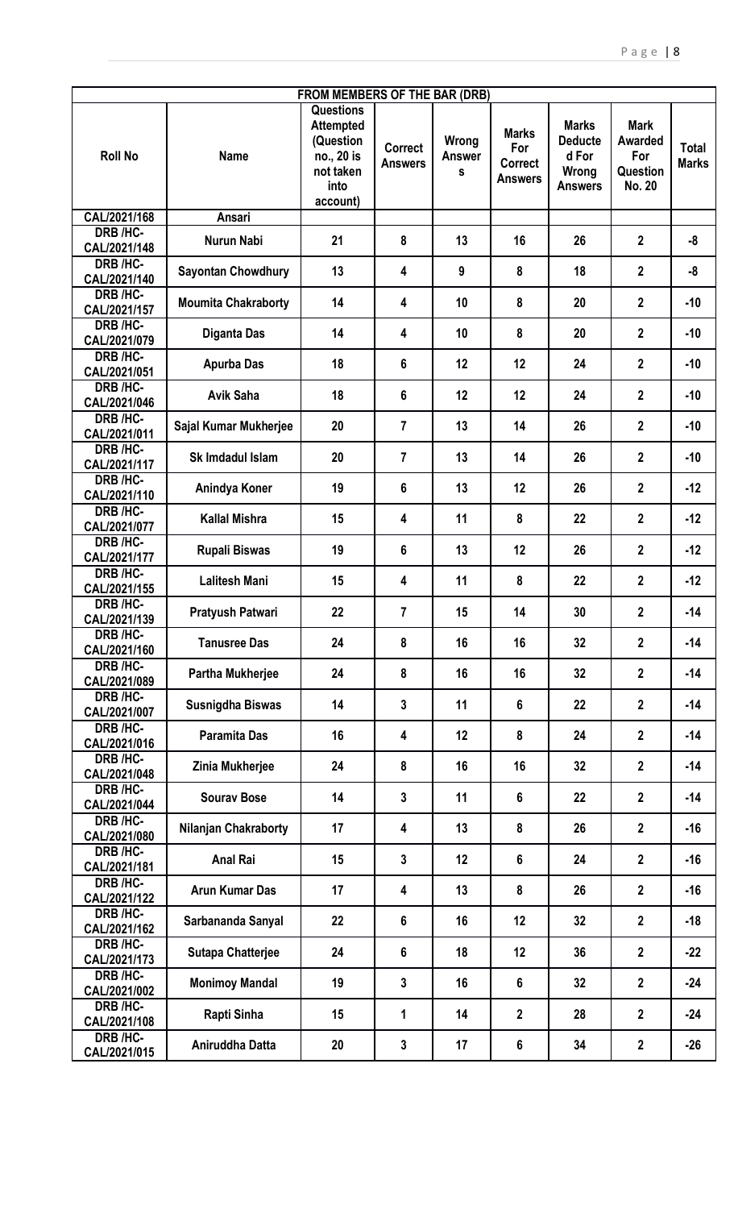| FROM MEMBERS OF THE BAR (DRB) | | | | | | | | |
|---|---|---|---|---|---|---|---|---|
| Roll No | Name | Questions Attempted (Question no., 20 is not taken into account) | Correct Answers | Wrong Answers | Marks For Correct Answers | Marks Deducted For Wrong Answers | Mark Awarded For Question No. 20 | Total Marks |
| CAL/2021/168 | Ansari | | | | | | | |
| DRB /HC-CAL/2021/148 | Nurun Nabi | 21 | 8 | 13 | 16 | 26 | 2 | -8 |
| DRB /HC-CAL/2021/140 | Sayontan Chowdhury | 13 | 4 | 9 | 8 | 18 | 2 | -8 |
| DRB /HC-CAL/2021/157 | Moumita Chakraborty | 14 | 4 | 10 | 8 | 20 | 2 | -10 |
| DRB /HC-CAL/2021/079 | Diganta Das | 14 | 4 | 10 | 8 | 20 | 2 | -10 |
| DRB /HC-CAL/2021/051 | Apurba Das | 18 | 6 | 12 | 12 | 24 | 2 | -10 |
| DRB /HC-CAL/2021/046 | Avik Saha | 18 | 6 | 12 | 12 | 24 | 2 | -10 |
| DRB /HC-CAL/2021/011 | Sajal Kumar Mukherjee | 20 | 7 | 13 | 14 | 26 | 2 | -10 |
| DRB /HC-CAL/2021/117 | Sk Imdadul Islam | 20 | 7 | 13 | 14 | 26 | 2 | -10 |
| DRB /HC-CAL/2021/110 | Anindya Koner | 19 | 6 | 13 | 12 | 26 | 2 | -12 |
| DRB /HC-CAL/2021/077 | Kallal Mishra | 15 | 4 | 11 | 8 | 22 | 2 | -12 |
| DRB /HC-CAL/2021/177 | Rupali Biswas | 19 | 6 | 13 | 12 | 26 | 2 | -12 |
| DRB /HC-CAL/2021/155 | Lalitesh Mani | 15 | 4 | 11 | 8 | 22 | 2 | -12 |
| DRB /HC-CAL/2021/139 | Pratyush Patwari | 22 | 7 | 15 | 14 | 30 | 2 | -14 |
| DRB /HC-CAL/2021/160 | Tanusree Das | 24 | 8 | 16 | 16 | 32 | 2 | -14 |
| DRB /HC-CAL/2021/089 | Partha Mukherjee | 24 | 8 | 16 | 16 | 32 | 2 | -14 |
| DRB /HC-CAL/2021/007 | Susnigdha Biswas | 14 | 3 | 11 | 6 | 22 | 2 | -14 |
| DRB /HC-CAL/2021/016 | Paramita Das | 16 | 4 | 12 | 8 | 24 | 2 | -14 |
| DRB /HC-CAL/2021/048 | Zinia Mukherjee | 24 | 8 | 16 | 16 | 32 | 2 | -14 |
| DRB /HC-CAL/2021/044 | Sourav Bose | 14 | 3 | 11 | 6 | 22 | 2 | -14 |
| DRB /HC-CAL/2021/080 | Nilanjan Chakraborty | 17 | 4 | 13 | 8 | 26 | 2 | -16 |
| DRB /HC-CAL/2021/181 | Anal Rai | 15 | 3 | 12 | 6 | 24 | 2 | -16 |
| DRB /HC-CAL/2021/122 | Arun Kumar Das | 17 | 4 | 13 | 8 | 26 | 2 | -16 |
| DRB /HC-CAL/2021/162 | Sarbananda Sanyal | 22 | 6 | 16 | 12 | 32 | 2 | -18 |
| DRB /HC-CAL/2021/173 | Sutapa Chatterjee | 24 | 6 | 18 | 12 | 36 | 2 | -22 |
| DRB /HC-CAL/2021/002 | Monimoy Mandal | 19 | 3 | 16 | 6 | 32 | 2 | -24 |
| DRB /HC-CAL/2021/108 | Rapti Sinha | 15 | 1 | 14 | 2 | 28 | 2 | -24 |
| DRB /HC-CAL/2021/015 | Aniruddha Datta | 20 | 3 | 17 | 6 | 34 | 2 | -26 |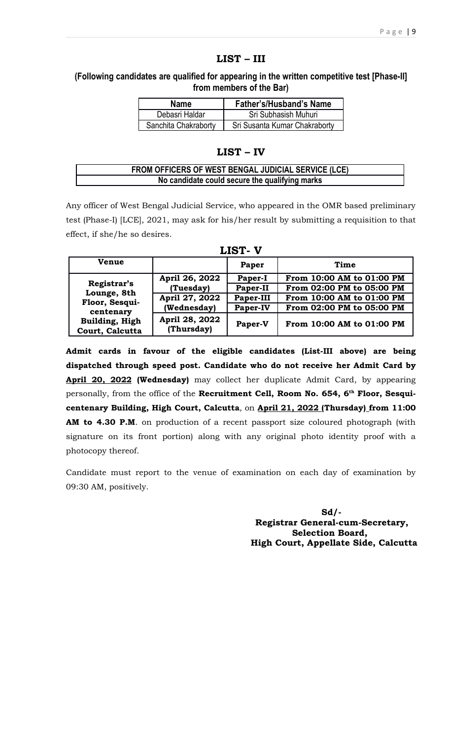## LIST – III

**(Following candidates are qualified for appearing in the written competitive test [Phase-II] from members of the Bar)**

| Name | Father's/Husband's Name |
|---|---|
| Debasri Haldar | Sri Subhasish Muhuri |
| Sanchita Chakraborty | Sri Susanta Kumar Chakraborty |

## LIST – IV

| FROM OFFICERS OF WEST BENGAL JUDICIAL SERVICE (LCE) |
|---|
| No candidate could secure the qualifying marks |

Any officer of West Bengal Judicial Service, who appeared in the OMR based preliminary test (Phase-I) [LCE], 2021, may ask for his/her result by submitting a requisition to that effect, if she/he so desires.

## LIST- V

| Venue | | Paper | Time |
|---|---|---|---|
| Registrar's Lounge, 8th Floor, Sesqui-centenary Building, High Court, Calcutta | April 26, 2022 (Tuesday) | Paper-I | From 10:00 AM to 01:00 PM |
| | | Paper-II | From 02:00 PM to 05:00 PM |
| | April 27, 2022 (Wednesday) | Paper-III | From 10:00 AM to 01:00 PM |
| | | Paper-IV | From 02:00 PM to 05:00 PM |
| | April 28, 2022 (Thursday) | Paper-V | From 10:00 AM to 01:00 PM |

**Admit cards in favour of the eligible candidates (List-III above) are being dispatched through speed post. Candidate who do not receive her Admit Card by April 20, 2022 (Wednesday)** may collect her duplicate Admit Card, by appearing personally, from the office of the **Recruitment Cell, Room No. 654, 6th Floor, Sesqui-centenary Building, High Court, Calcutta**, on **April 21, 2022 (Thursday) from 11:00 AM to 4.30 P.M**. on production of a recent passport size coloured photograph (with signature on its front portion) along with any original photo identity proof with a photocopy thereof.

Candidate must report to the venue of examination on each day of examination by 09:30 AM, positively.

**Sd/-**
**Registrar General-cum-Secretary,**
**Selection Board,**
**High Court, Appellate Side, Calcutta**